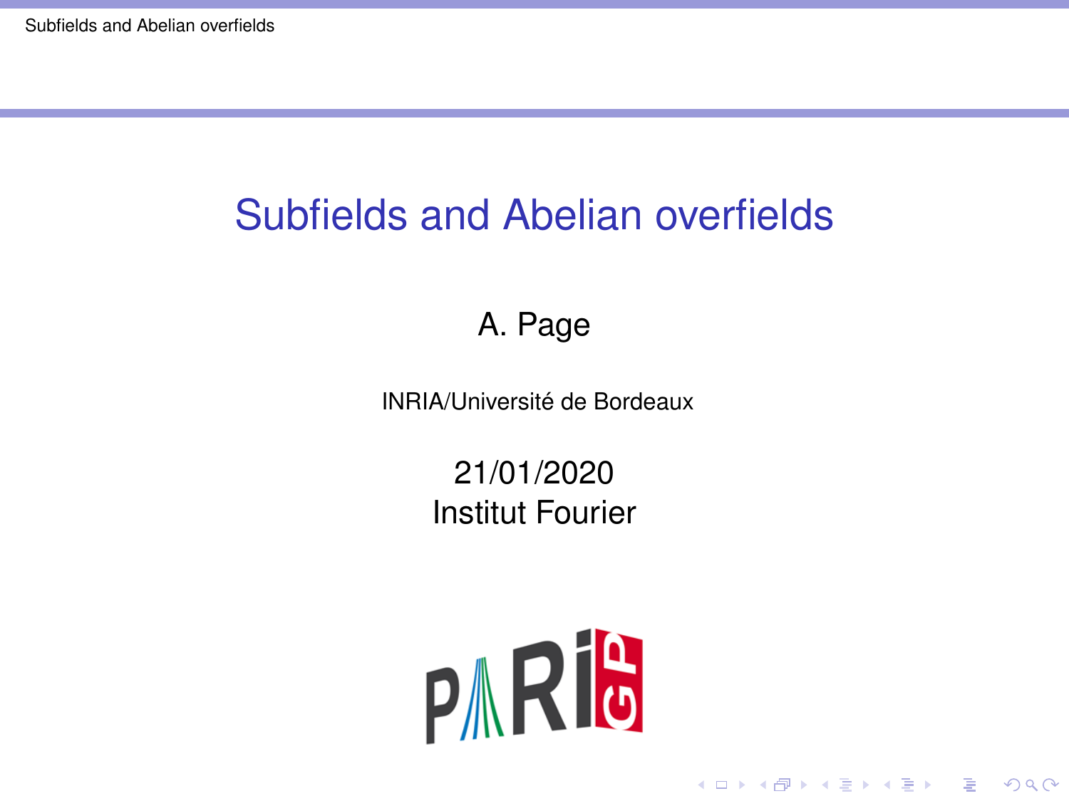# Subfields and Abelian overfields

A. Page

INRIA/Université de Bordeaux

21/01/2020
Institut Fourier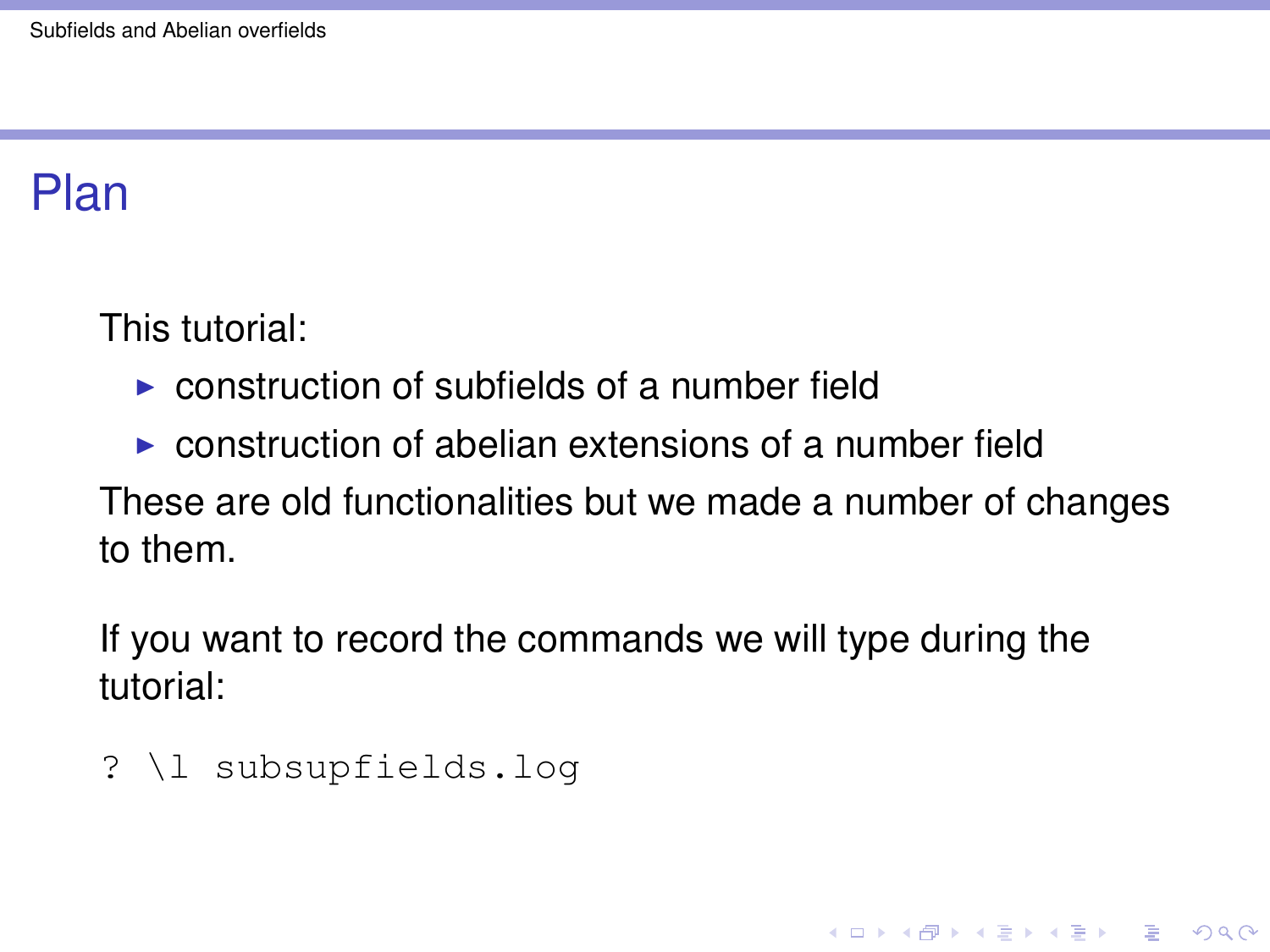# Plan

This tutorial:

- construction of subfields of a number field
- construction of abelian extensions of a number field

These are old functionalities but we made a number of changes to them.

If you want to record the commands we will type during the tutorial:

```
? \l subsupfields.log
```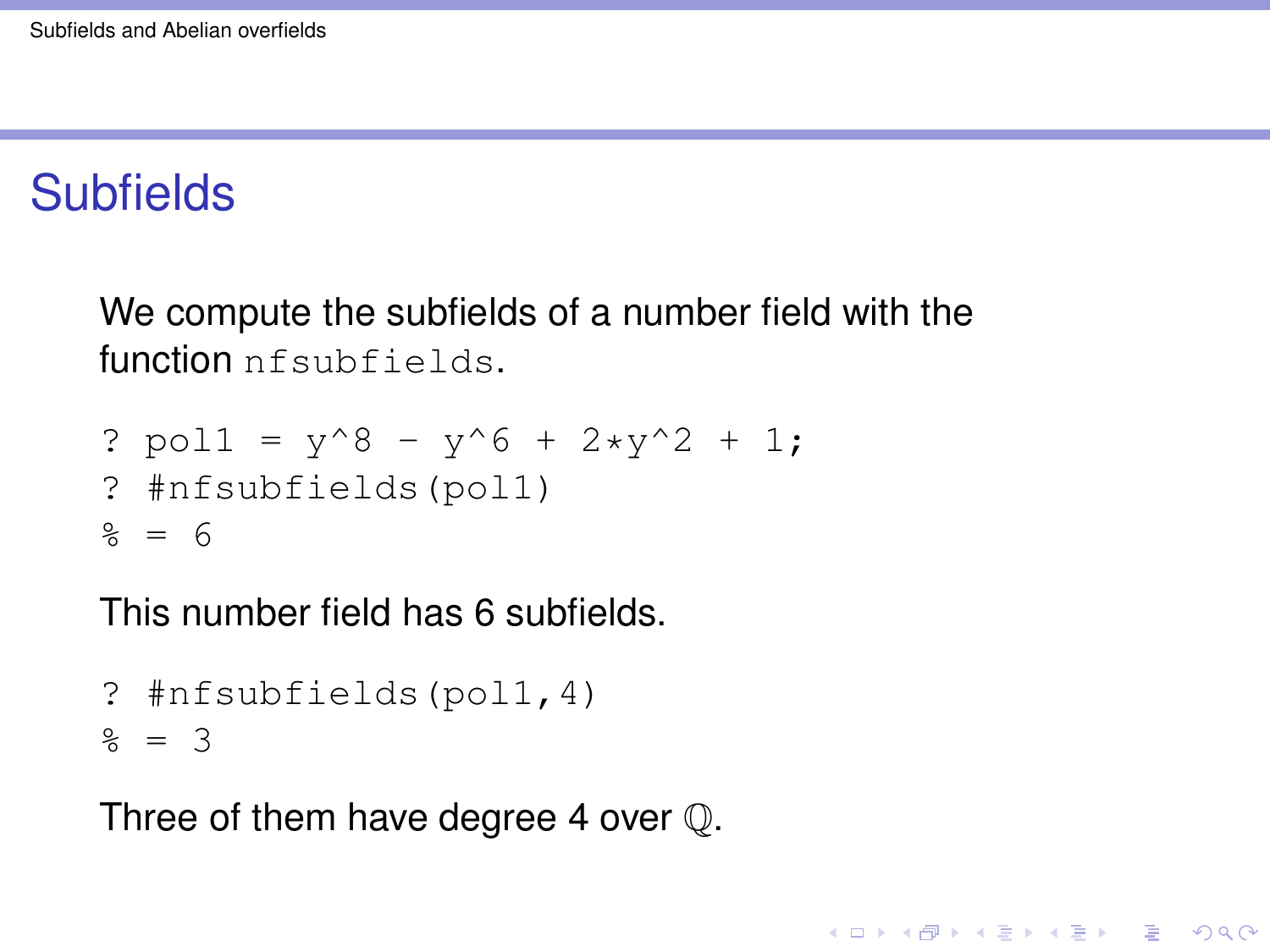## Subfields

We compute the subfields of a number field with the function `nfsubfields`.

```
? pol1 = y^8 - y^6 + 2*y^2 + 1;
? #nfsubfields(pol1)
% = 6
```

This number field has 6 subfields.

```
? #nfsubfields(pol1,4)
% = 3
```

Three of them have degree 4 over $\mathbb{Q}$.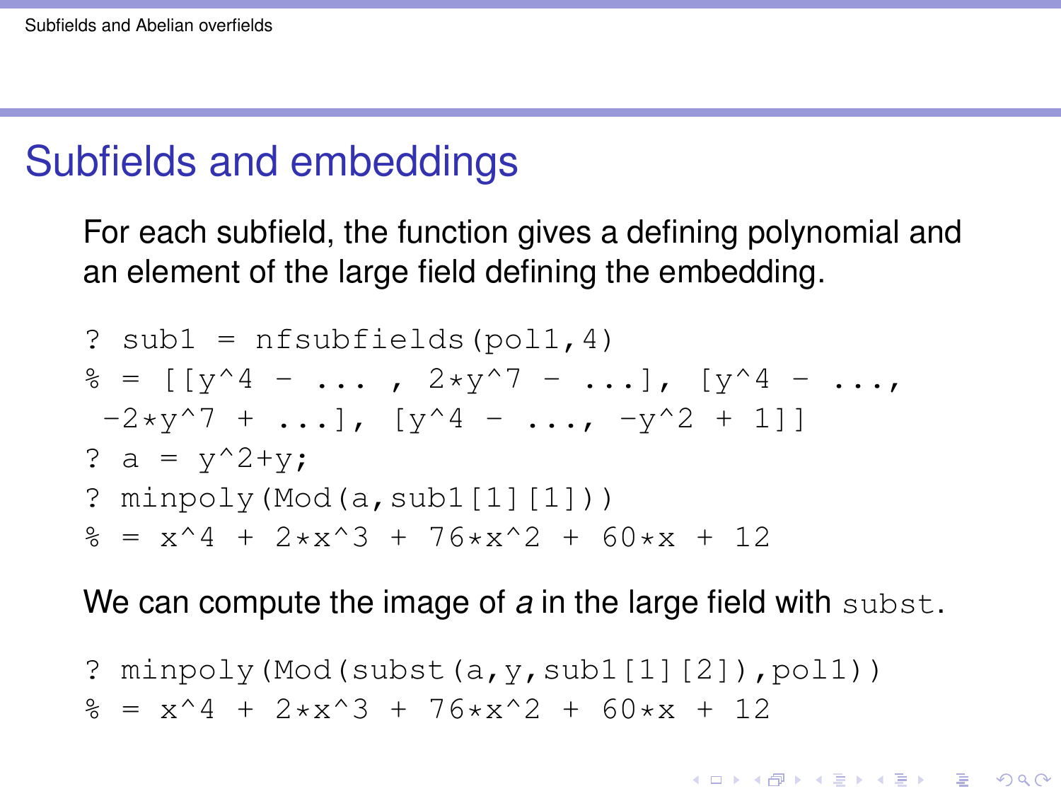# Subfields and embeddings

For each subfield, the function gives a defining polynomial and an element of the large field defining the embedding.

```
? sub1 = nfsubfields(pol1,4)
% = [[y^4 - ... , 2*y^7 - ...], [y^4 - ...,
 -2*y^7 + ...], [y^4 - ..., -y^2 + 1]]
? a = y^2+y;
? minpoly(Mod(a,sub1[1][1]))
% = x^4 + 2*x^3 + 76*x^2 + 60*x + 12
```

We can compute the image of *a* in the large field with `subst`.

```
? minpoly(Mod(subst(a,y,sub1[1][2]),pol1))
% = x^4 + 2*x^3 + 76*x^2 + 60*x + 12
```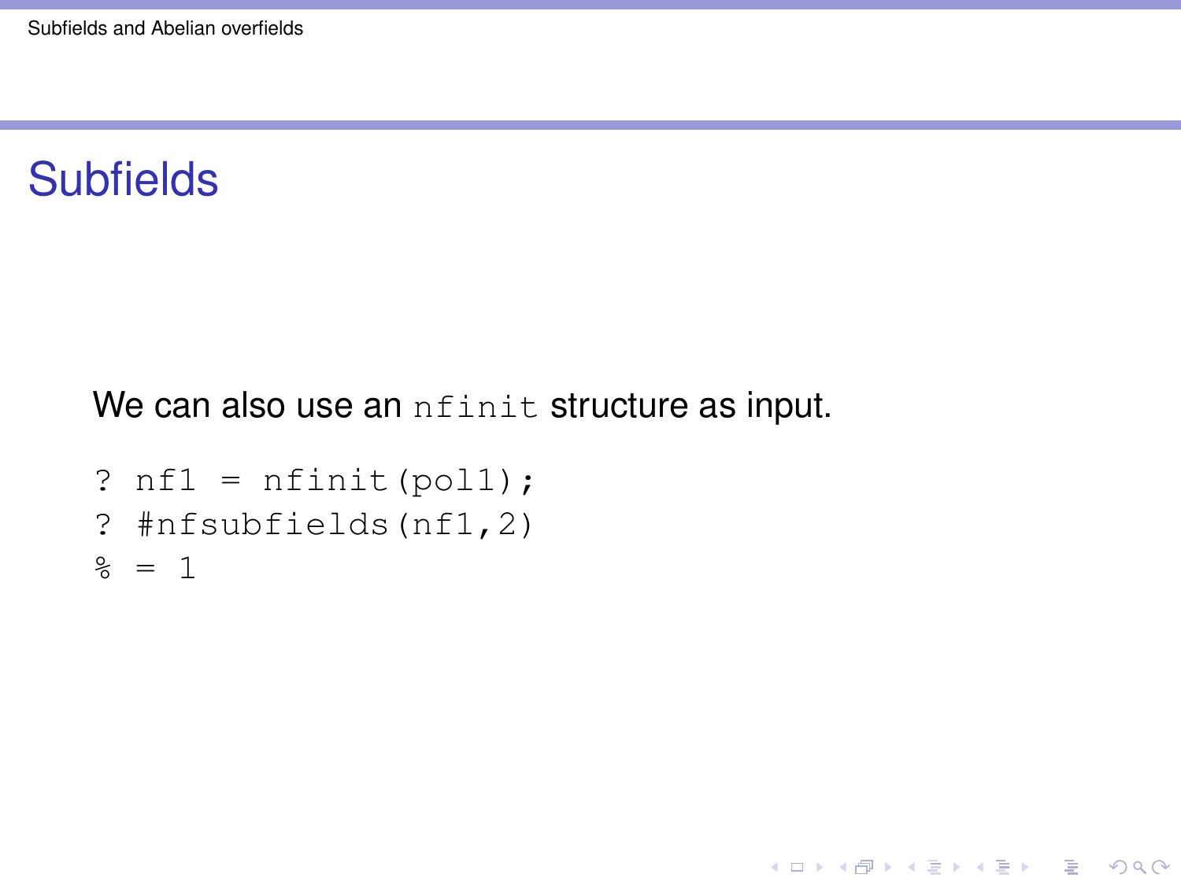## Subfields

We can also use an `nfinit` structure as input.

```
? nf1 = nfinit(pol1);
? #nfsubfields(nf1,2)
% = 1
```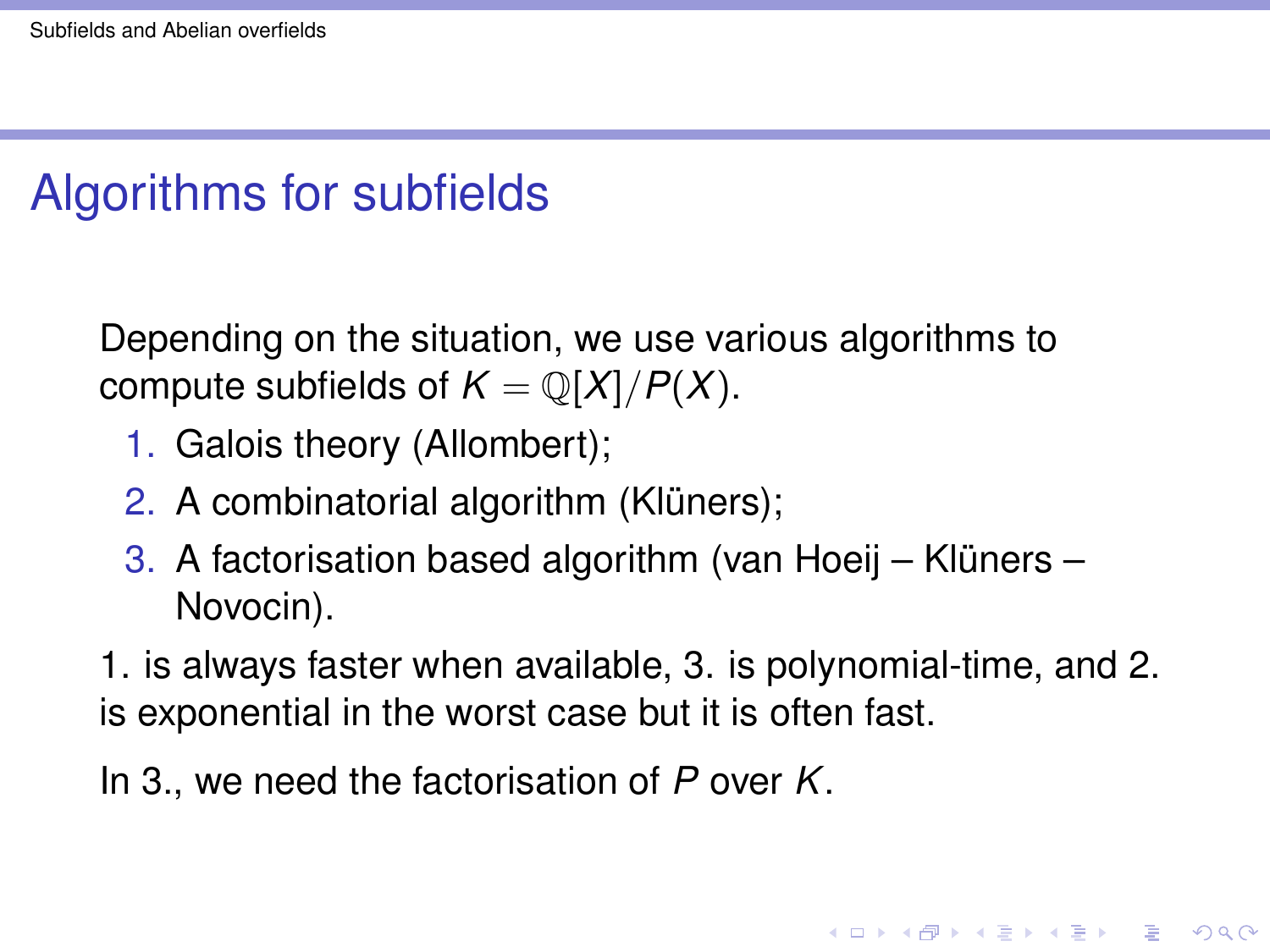# Algorithms for subfields

Depending on the situation, we use various algorithms to compute subfields of $K = \mathbb{Q}[X]/P(X)$.

1. Galois theory (Allombert);
2. A combinatorial algorithm (Klüners);
3. A factorisation based algorithm (van Hoeij – Klüners – Novocin).

1. is always faster when available, 3. is polynomial-time, and 2. is exponential in the worst case but it is often fast.

In 3., we need the factorisation of $P$ over $K$.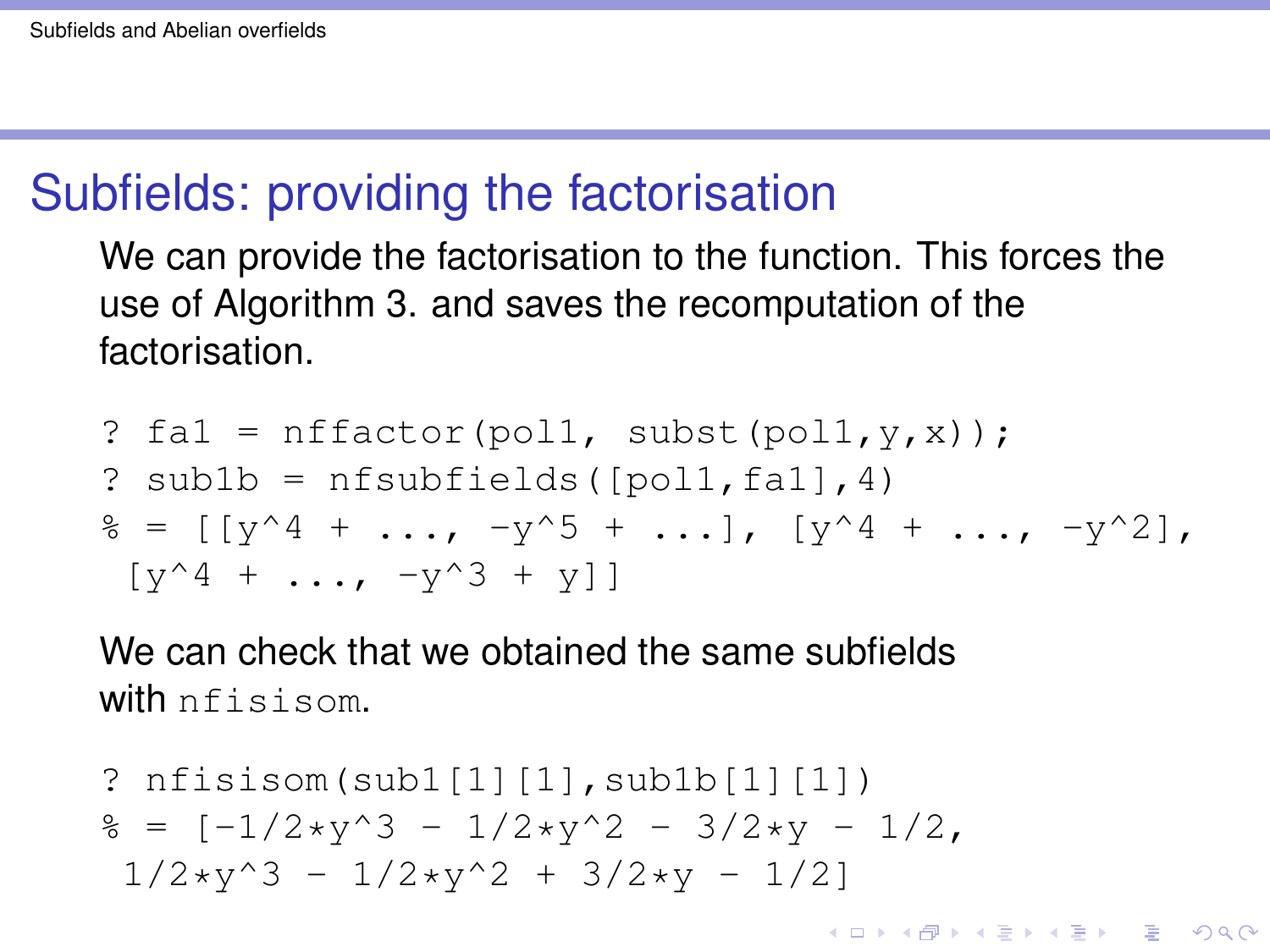# Subfields: providing the factorisation

We can provide the factorisation to the function. This forces the use of Algorithm 3. and saves the recomputation of the factorisation.

```
? fa1 = nffactor(pol1, subst(pol1,y,x));
? sub1b = nfsubfields([pol1,fa1],4)
% = [[y^4 + ..., -y^5 + ...], [y^4 + ..., -y^2],
 [y^4 + ..., -y^3 + y]]
```

We can check that we obtained the same subfields with `nfisisom`.

```
? nfisisom(sub1[1][1],sub1b[1][1])
% = [-1/2*y^3 - 1/2*y^2 - 3/2*y - 1/2,
 1/2*y^3 - 1/2*y^2 + 3/2*y - 1/2]
```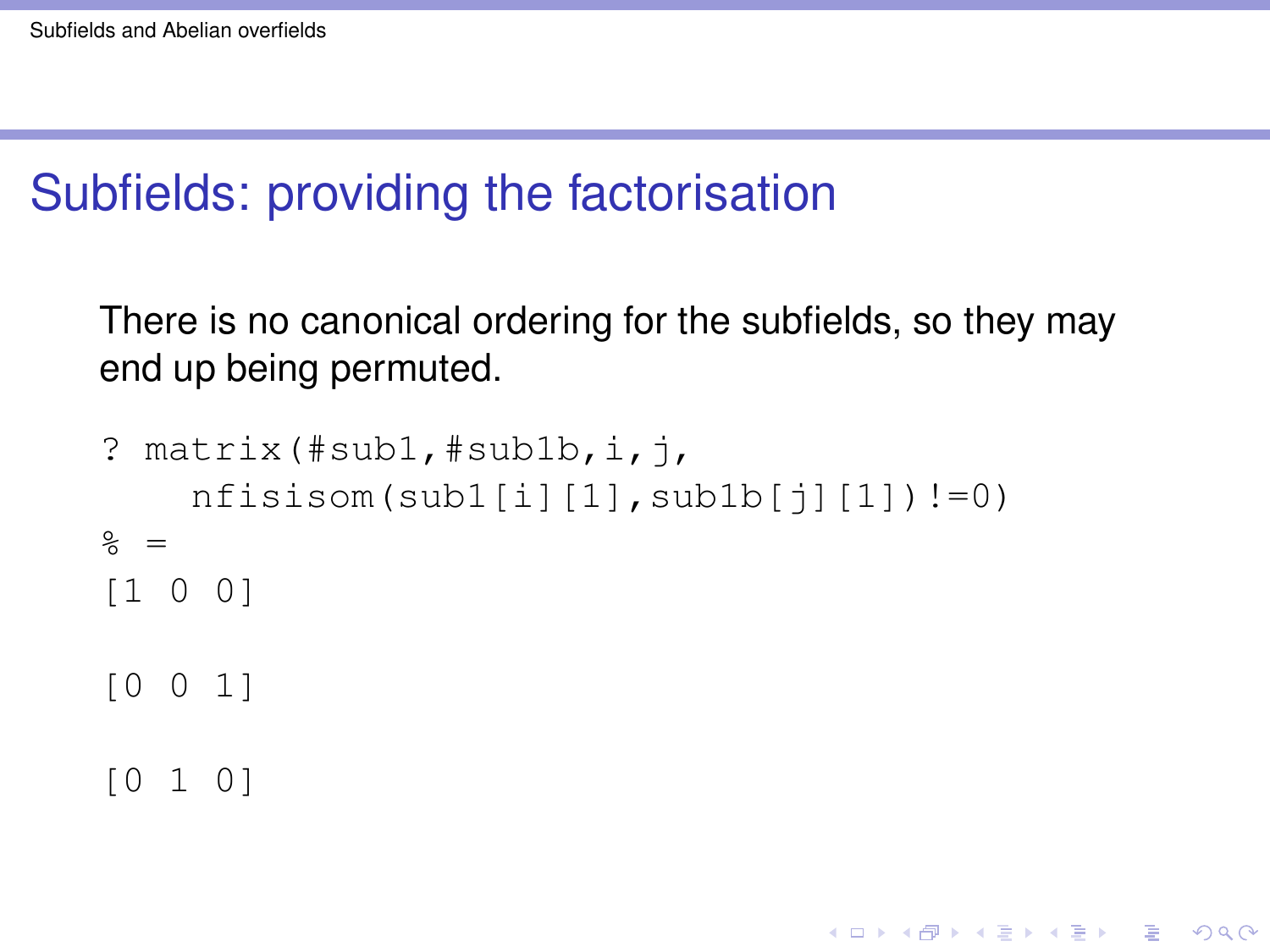# Subfields: providing the factorisation

There is no canonical ordering for the subfields, so they may end up being permuted.

```
? matrix(#sub1,#sub1b,i,j,
    nfisisom(sub1[i][1],sub1b[j][1])!=0)
% =
[1 0 0]

[0 0 1]

[0 1 0]
```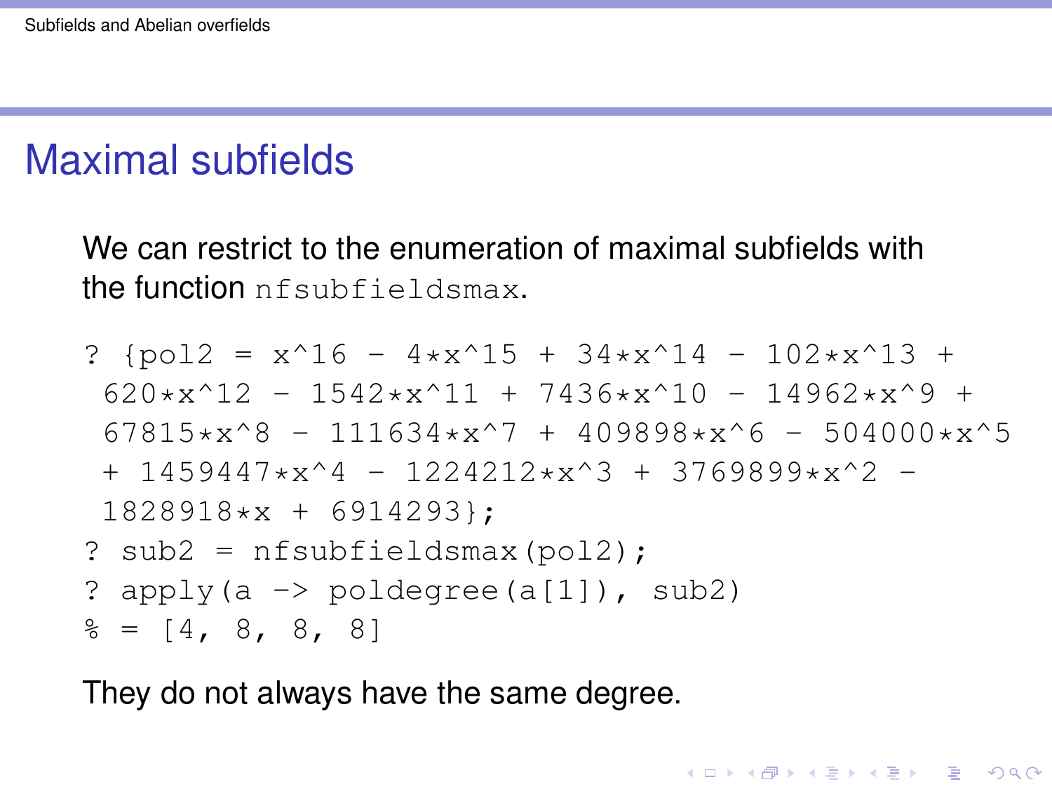## Maximal subfields

We can restrict to the enumeration of maximal subfields with the function `nfsubfieldsmax`.

```
? {pol2 = x^16 - 4*x^15 + 34*x^14 - 102*x^13 +
 620*x^12 - 1542*x^11 + 7436*x^10 - 14962*x^9 +
 67815*x^8 - 111634*x^7 + 409898*x^6 - 504000*x^5
 + 1459447*x^4 - 1224212*x^3 + 3769899*x^2 -
 1828918*x + 6914293};
? sub2 = nfsubfieldsmax(pol2);
? apply(a -> poldegree(a[1]), sub2)
% = [4, 8, 8, 8]
```

They do not always have the same degree.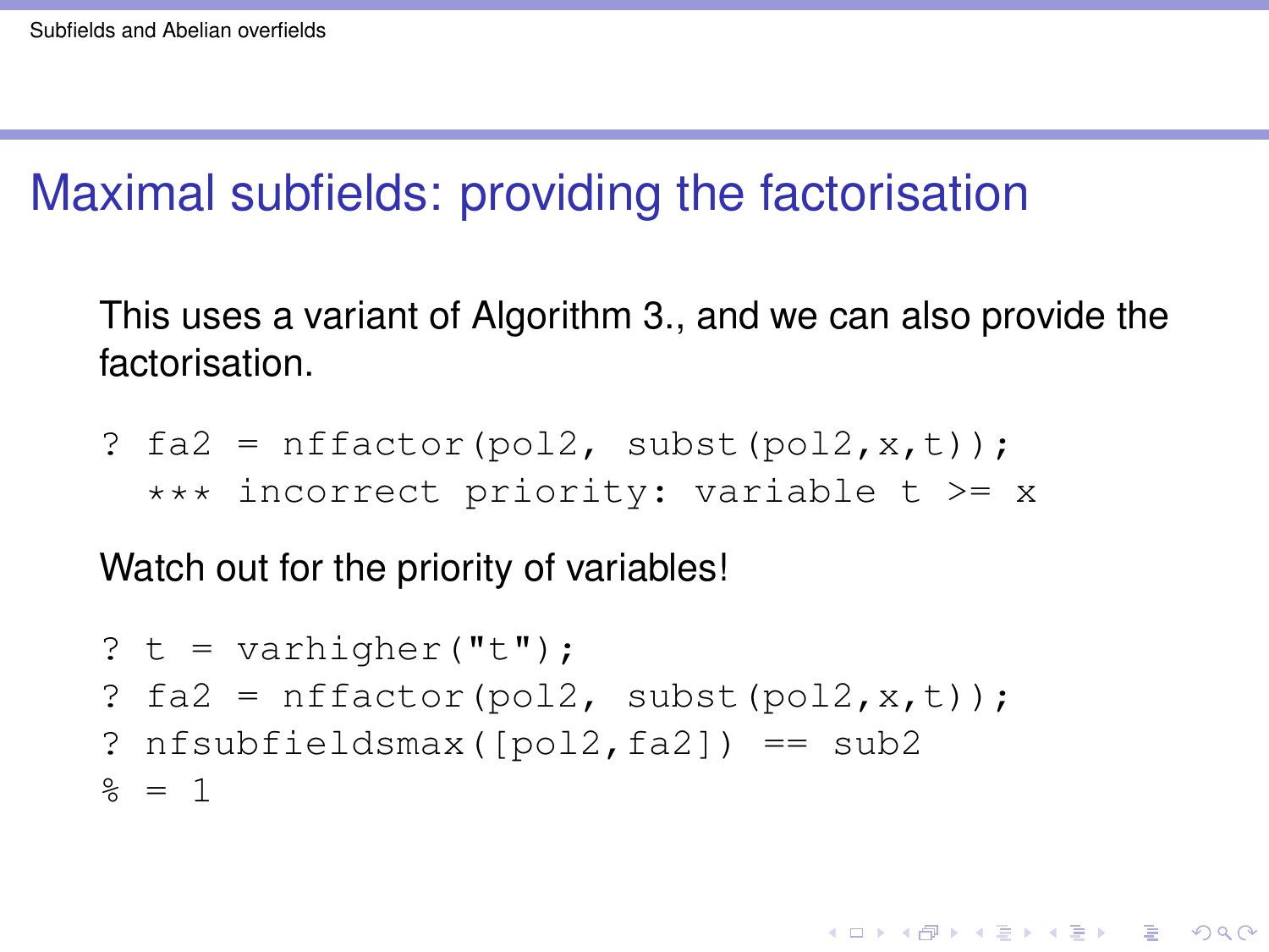# Maximal subfields: providing the factorisation

This uses a variant of Algorithm 3., and we can also provide the factorisation.

```
? fa2 = nffactor(pol2, subst(pol2,x,t));
  *** incorrect priority: variable t >= x
```

Watch out for the priority of variables!

```
? t = varhigher("t");
? fa2 = nffactor(pol2, subst(pol2,x,t));
? nfsubfieldsmax([pol2,fa2]) == sub2
% = 1
```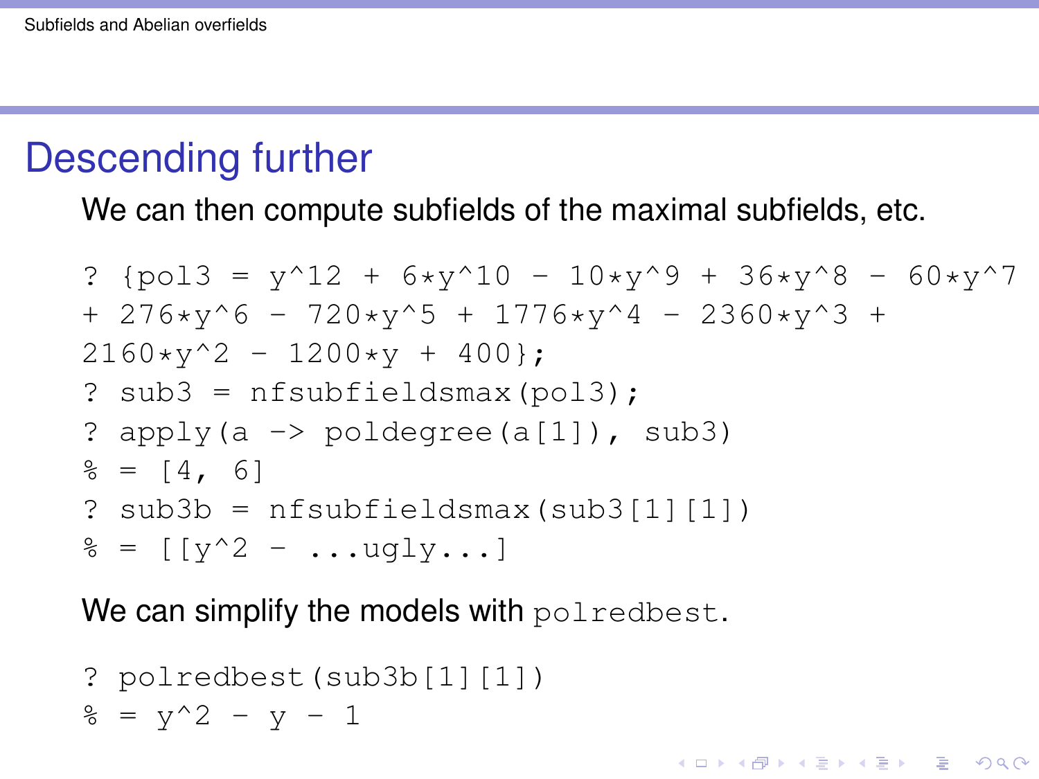# Descending further

We can then compute subfields of the maximal subfields, etc.

```
? {pol3 = y^12 + 6*y^10 - 10*y^9 + 36*y^8 - 60*y^7
+ 276*y^6 - 720*y^5 + 1776*y^4 - 2360*y^3 +
2160*y^2 - 1200*y + 400};
? sub3 = nfsubfieldsmax(pol3);
? apply(a -> poldegree(a[1]), sub3)
% = [4, 6]
? sub3b = nfsubfieldsmax(sub3[1][1])
% = [[y^2 - ...ugly...]
```

We can simplify the models with `polredbest`.

```
? polredbest(sub3b[1][1])
% = y^2 - y - 1
```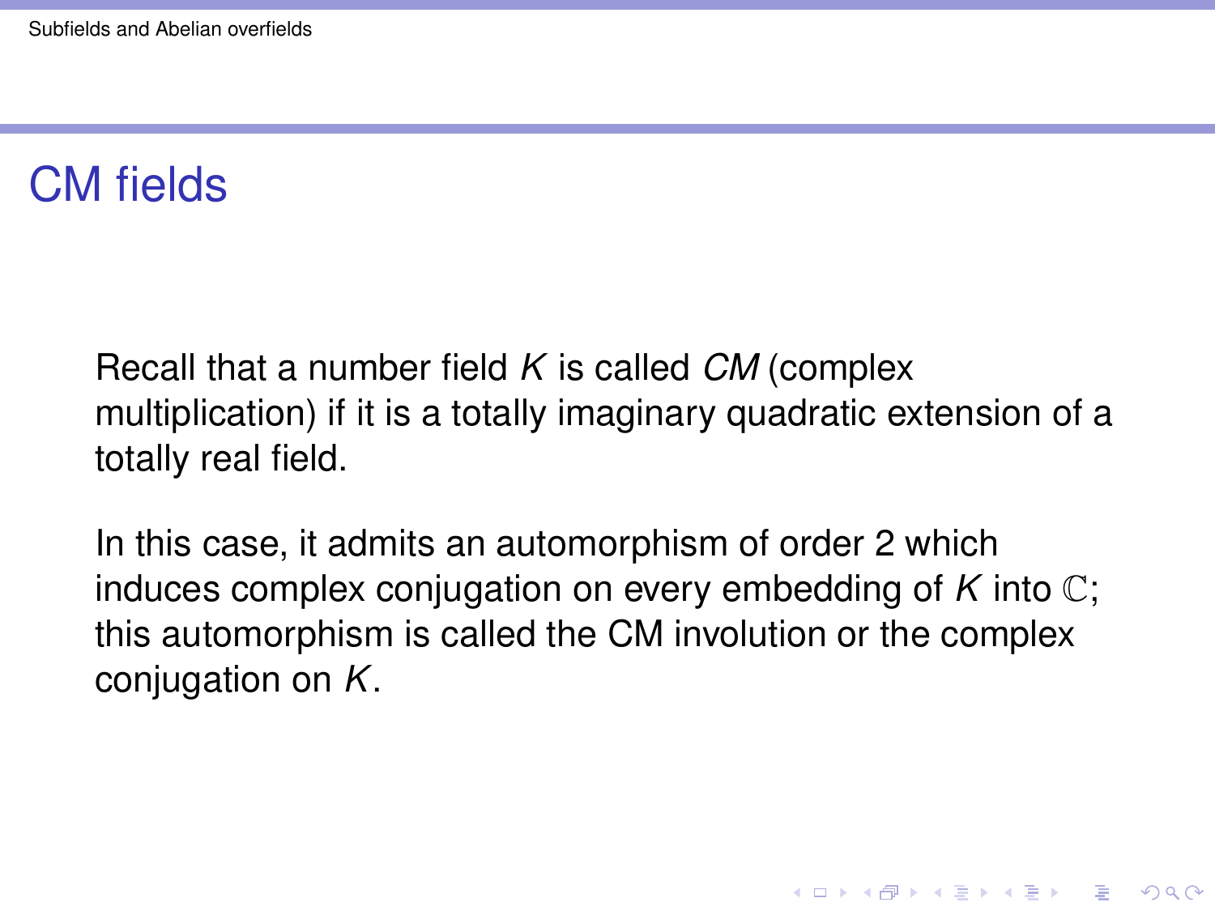# CM fields

Recall that a number field $K$ is called *CM* (complex multiplication) if it is a totally imaginary quadratic extension of a totally real field.

In this case, it admits an automorphism of order 2 which induces complex conjugation on every embedding of $K$ into $\mathbb{C}$; this automorphism is called the CM involution or the complex conjugation on $K$.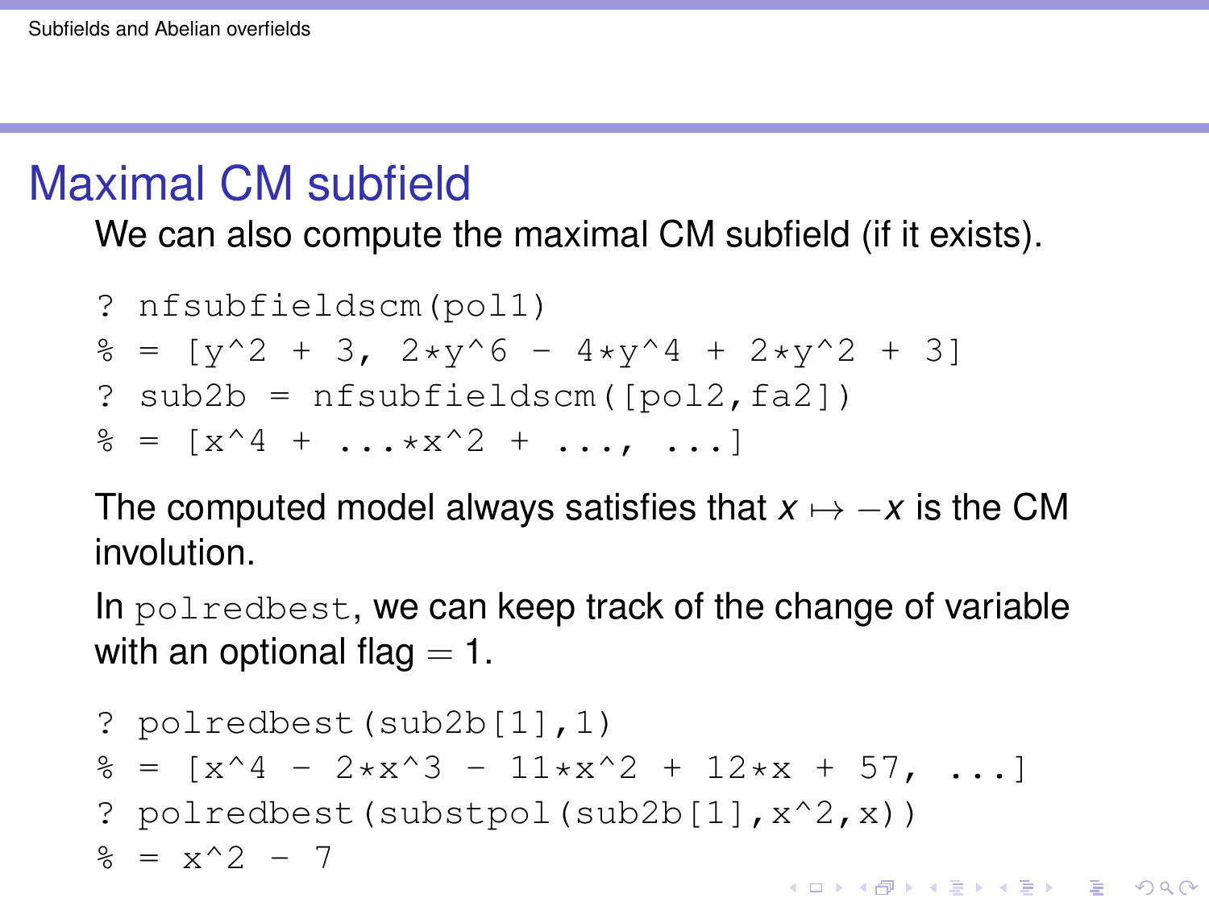## Maximal CM subfield

We can also compute the maximal CM subfield (if it exists).

```
? nfsubfieldscm(pol1)
% = [y^2 + 3, 2*y^6 - 4*y^4 + 2*y^2 + 3]
? sub2b = nfsubfieldscm([pol2,fa2])
% = [x^4 + ...*x^2 + ..., ...]
```

The computed model always satisfies that $x \mapsto -x$ is the CM involution.

In `polredbest`, we can keep track of the change of variable with an optional flag $= 1$.

```
? polredbest(sub2b[1],1)
% = [x^4 - 2*x^3 - 11*x^2 + 12*x + 57, ...]
? polredbest(substpol(sub2b[1],x^2,x))
% = x^2 - 7
```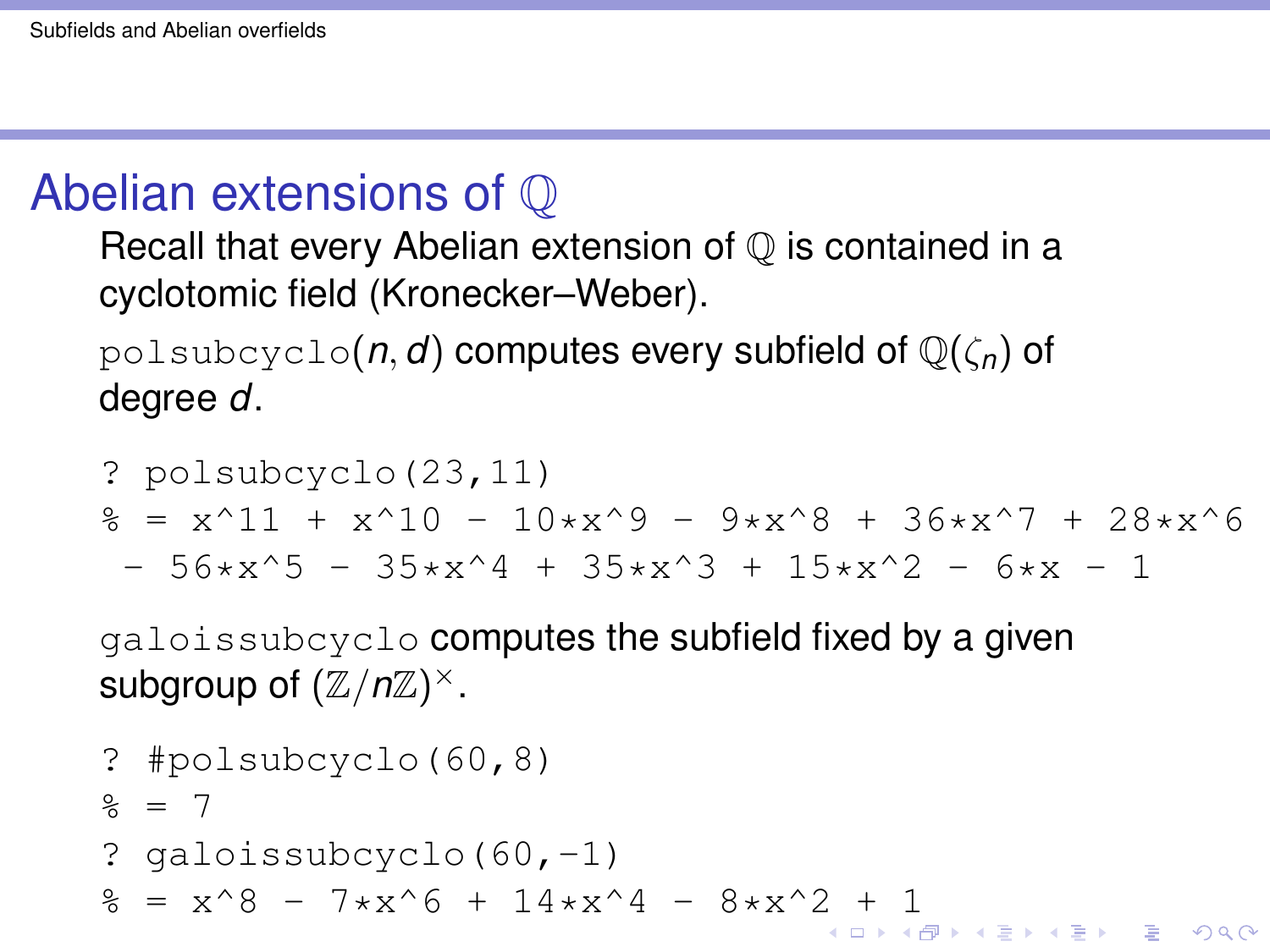## Abelian extensions of $\mathbb{Q}$

Recall that every Abelian extension of $\mathbb{Q}$ is contained in a cyclotomic field (Kronecker–Weber).

`polsubcyclo`$(n, d)$ computes every subfield of $\mathbb{Q}(\zeta_n)$ of degree $d$.

```
? polsubcyclo(23,11)
% = x^11 + x^10 - 10*x^9 - 9*x^8 + 36*x^7 + 28*x^6
 - 56*x^5 - 35*x^4 + 35*x^3 + 15*x^2 - 6*x - 1
```

`galoissubcyclo` computes the subfield fixed by a given subgroup of $(\mathbb{Z}/n\mathbb{Z})^\times$.

```
? #polsubcyclo(60,8)
% = 7
? galoissubcyclo(60,-1)
% = x^8 - 7*x^6 + 14*x^4 - 8*x^2 + 1
```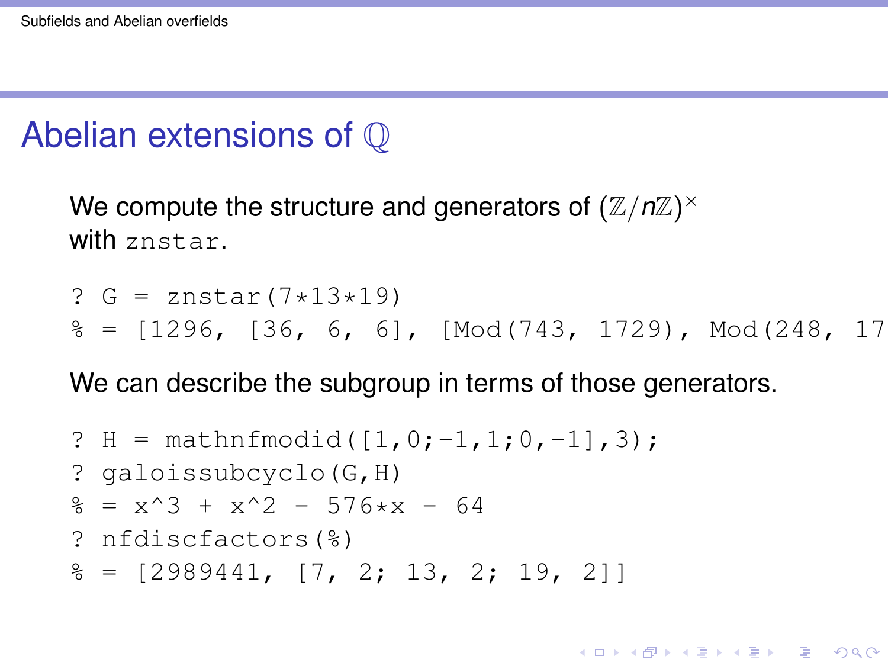# Abelian extensions of $\mathbb{Q}$

We compute the structure and generators of $(\mathbb{Z}/n\mathbb{Z})^\times$ with `znstar`.

```
? G = znstar(7*13*19)
% = [1296, [36, 6, 6], [Mod(743, 1729), Mod(248, 17
```

We can describe the subgroup in terms of those generators.

```
? H = mathnfmodid([1,0;-1,1;0,-1],3);
? galoissubcyclo(G,H)
% = x^3 + x^2 - 576*x - 64
? nfdiscfactors(%)
% = [2989441, [7, 2; 13, 2; 19, 2]]
```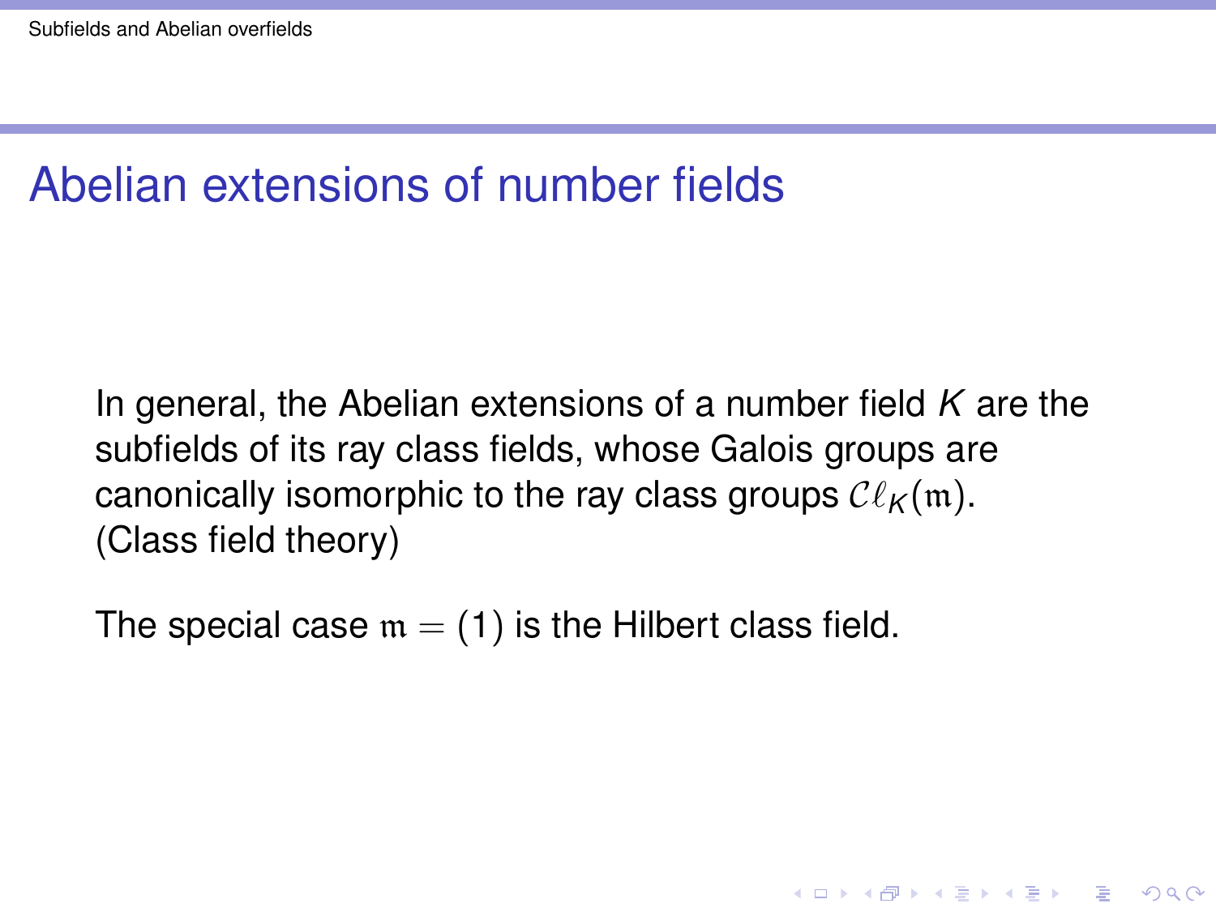# Abelian extensions of number fields

In general, the Abelian extensions of a number field $K$ are the subfields of its ray class fields, whose Galois groups are canonically isomorphic to the ray class groups $\mathcal{C}\ell_K(\mathfrak{m})$. (Class field theory)

The special case $\mathfrak{m} = (1)$ is the Hilbert class field.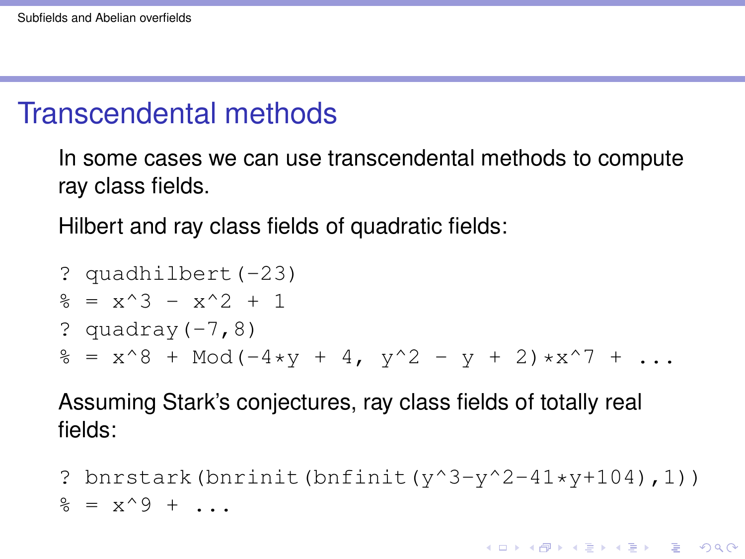# Transcendental methods

In some cases we can use transcendental methods to compute ray class fields.

Hilbert and ray class fields of quadratic fields:

```
? quadhilbert(-23)
% = x^3 - x^2 + 1
? quadray(-7,8)
% = x^8 + Mod(-4*y + 4, y^2 - y + 2)*x^7 + ...
```

Assuming Stark's conjectures, ray class fields of totally real fields:

```
? bnrstark(bnrinit(bnfinit(y^3-y^2-41*y+104),1))
% = x^9 + ...
```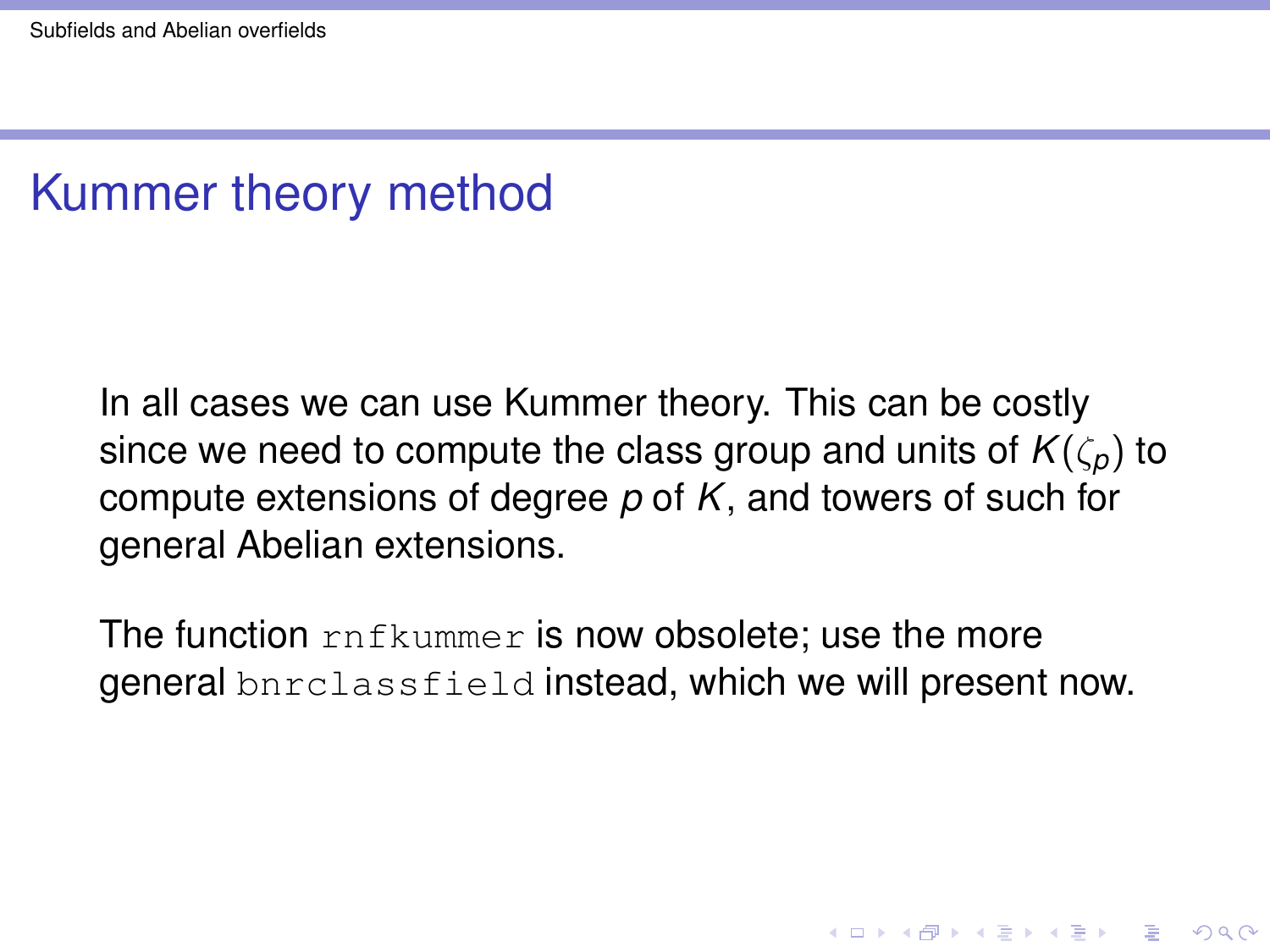# Kummer theory method

In all cases we can use Kummer theory. This can be costly since we need to compute the class group and units of $K(\zeta_p)$ to compute extensions of degree $p$ of $K$, and towers of such for general Abelian extensions.

The function `rnfkummer` is now obsolete; use the more general `bnrclassfield` instead, which we will present now.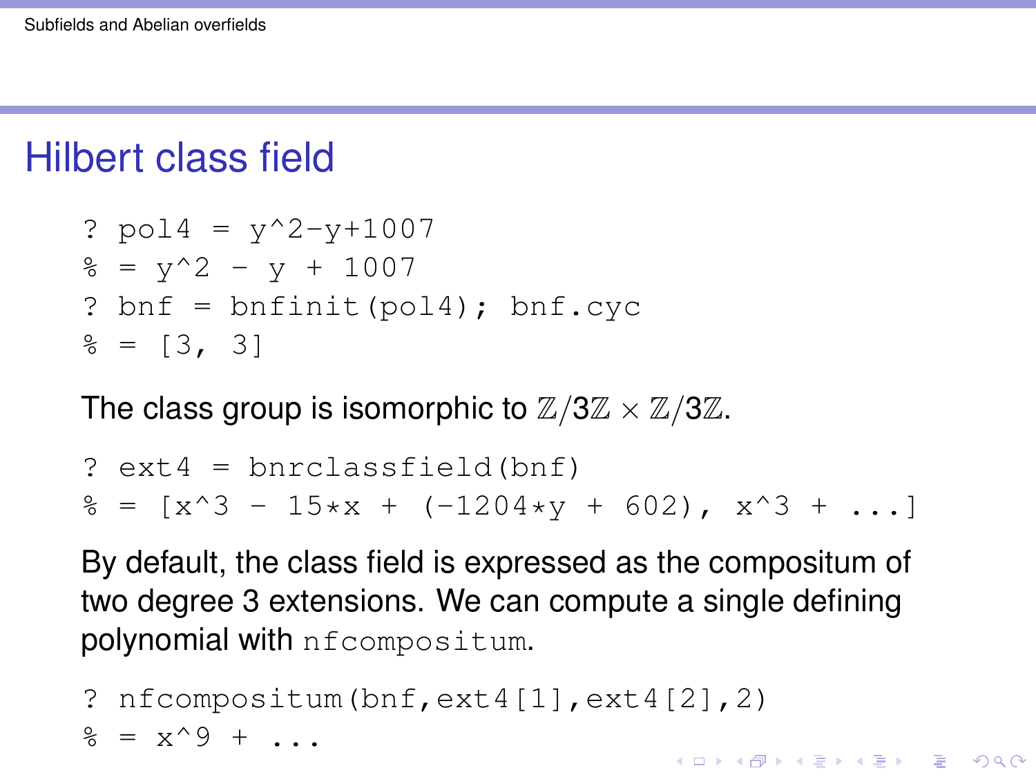# Hilbert class field

```
? pol4 = y^2-y+1007
% = y^2 - y + 1007
? bnf = bnfinit(pol4); bnf.cyc
% = [3, 3]
```

The class group is isomorphic to $\mathbb{Z}/3\mathbb{Z} \times \mathbb{Z}/3\mathbb{Z}$.

```
? ext4 = bnrclassfield(bnf)
% = [x^3 - 15*x + (-1204*y + 602), x^3 + ...]
```

By default, the class field is expressed as the compositum of two degree 3 extensions. We can compute a single defining polynomial with `nfcompositum`.

```
? nfcompositum(bnf,ext4[1],ext4[2],2)
% = x^9 + ...
```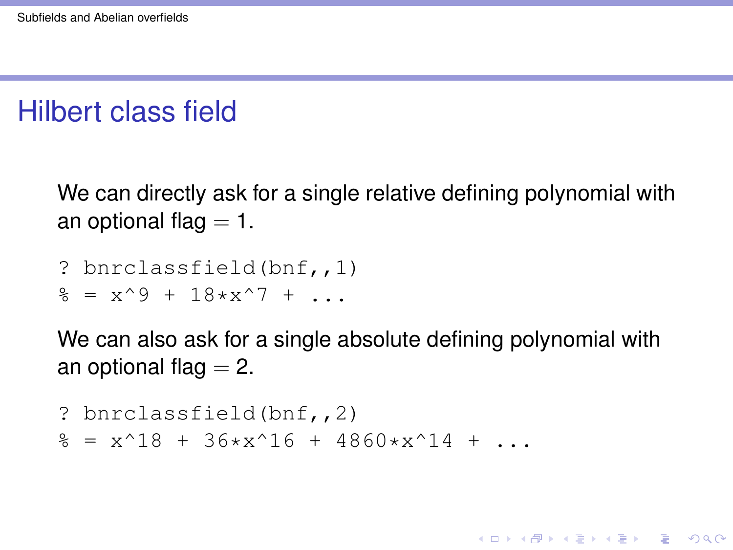# Hilbert class field

We can directly ask for a single relative defining polynomial with an optional flag $= 1$.

```
? bnrclassfield(bnf,,1)
% = x^9 + 18*x^7 + ...
```

We can also ask for a single absolute defining polynomial with an optional flag $= 2$.

```
? bnrclassfield(bnf,,2)
% = x^18 + 36*x^16 + 4860*x^14 + ...
```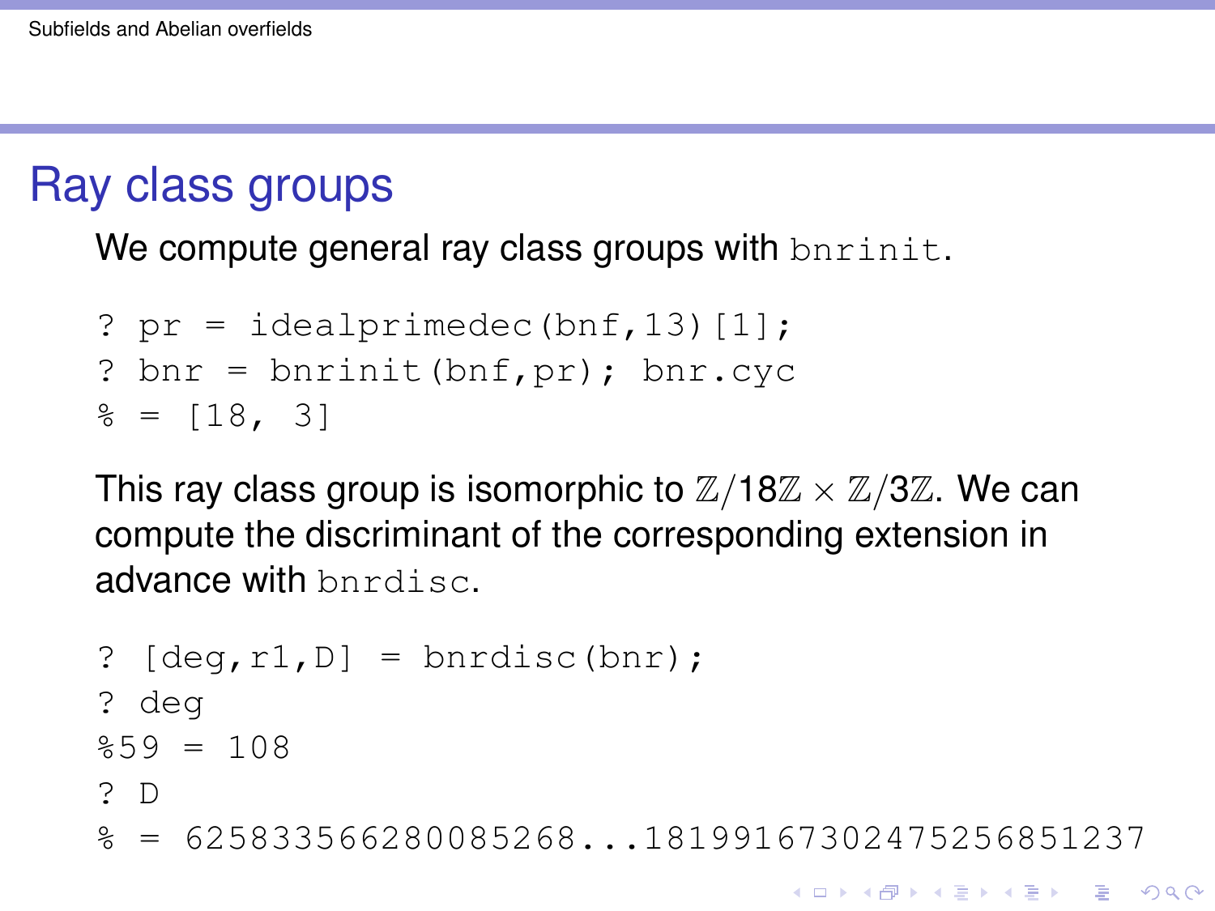# Ray class groups

We compute general ray class groups with `bnrinit`.

```
? pr = idealprimedec(bnf,13)[1];
? bnr = bnrinit(bnf,pr); bnr.cyc
% = [18, 3]
```

This ray class group is isomorphic to $\mathbb{Z}/18\mathbb{Z} \times \mathbb{Z}/3\mathbb{Z}$. We can compute the discriminant of the corresponding extension in advance with `bnrdisc`.

```
? [deg,r1,D] = bnrdisc(bnr);
? deg
%59 = 108
? D
% = 6258335662800852 68...181991673024752568 51237
```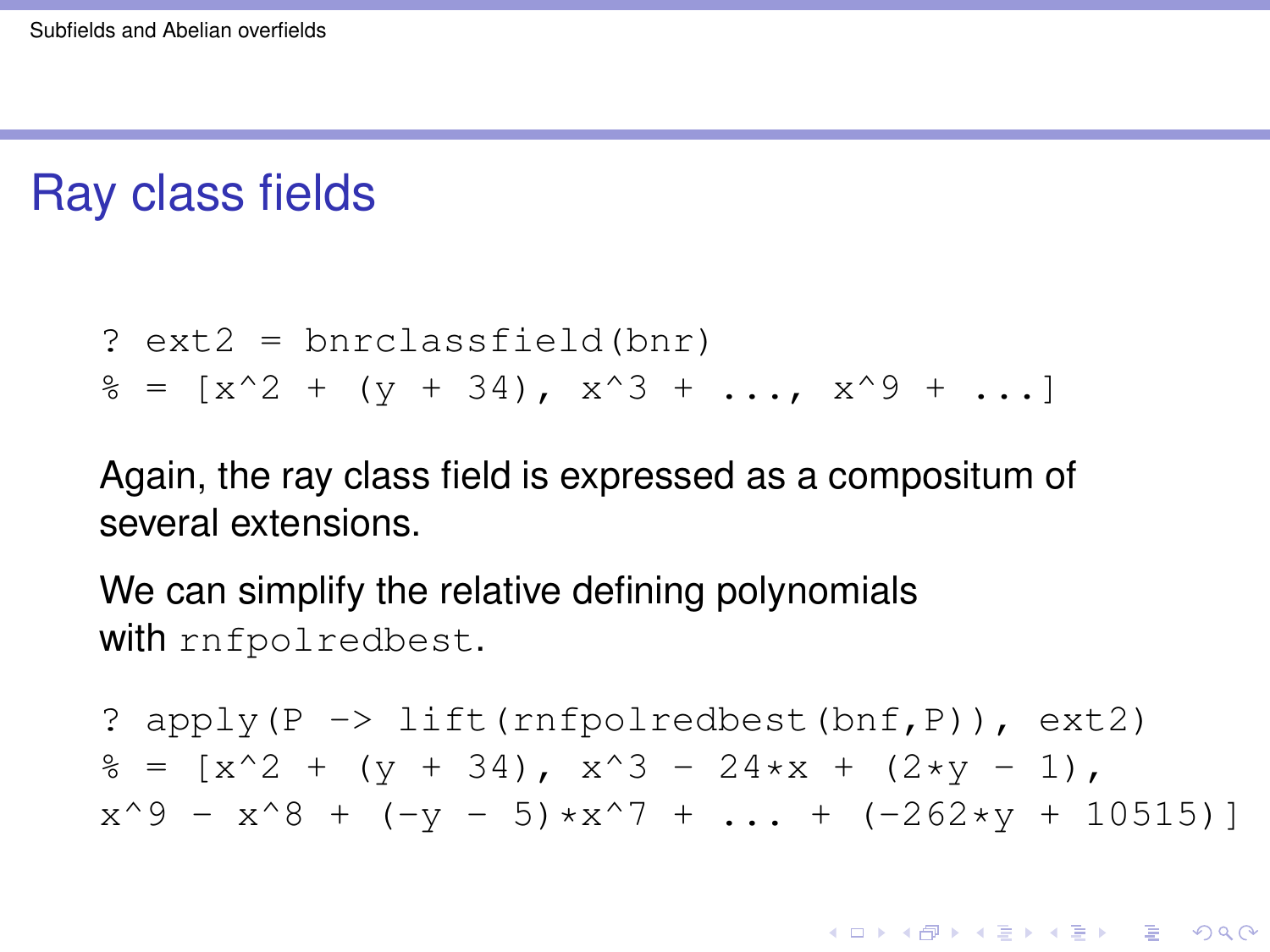# Ray class fields

```
? ext2 = bnrclassfield(bnr)
% = [x^2 + (y + 34), x^3 + ..., x^9 + ...]
```

Again, the ray class field is expressed as a compositum of several extensions.

We can simplify the relative defining polynomials with `rnfpolredbest`.

```
? apply(P -> lift(rnfpolredbest(bnf,P)), ext2)
% = [x^2 + (y + 34), x^3 - 24*x + (2*y - 1),
x^9 - x^8 + (-y - 5)*x^7 + ... + (-262*y + 10515)]
```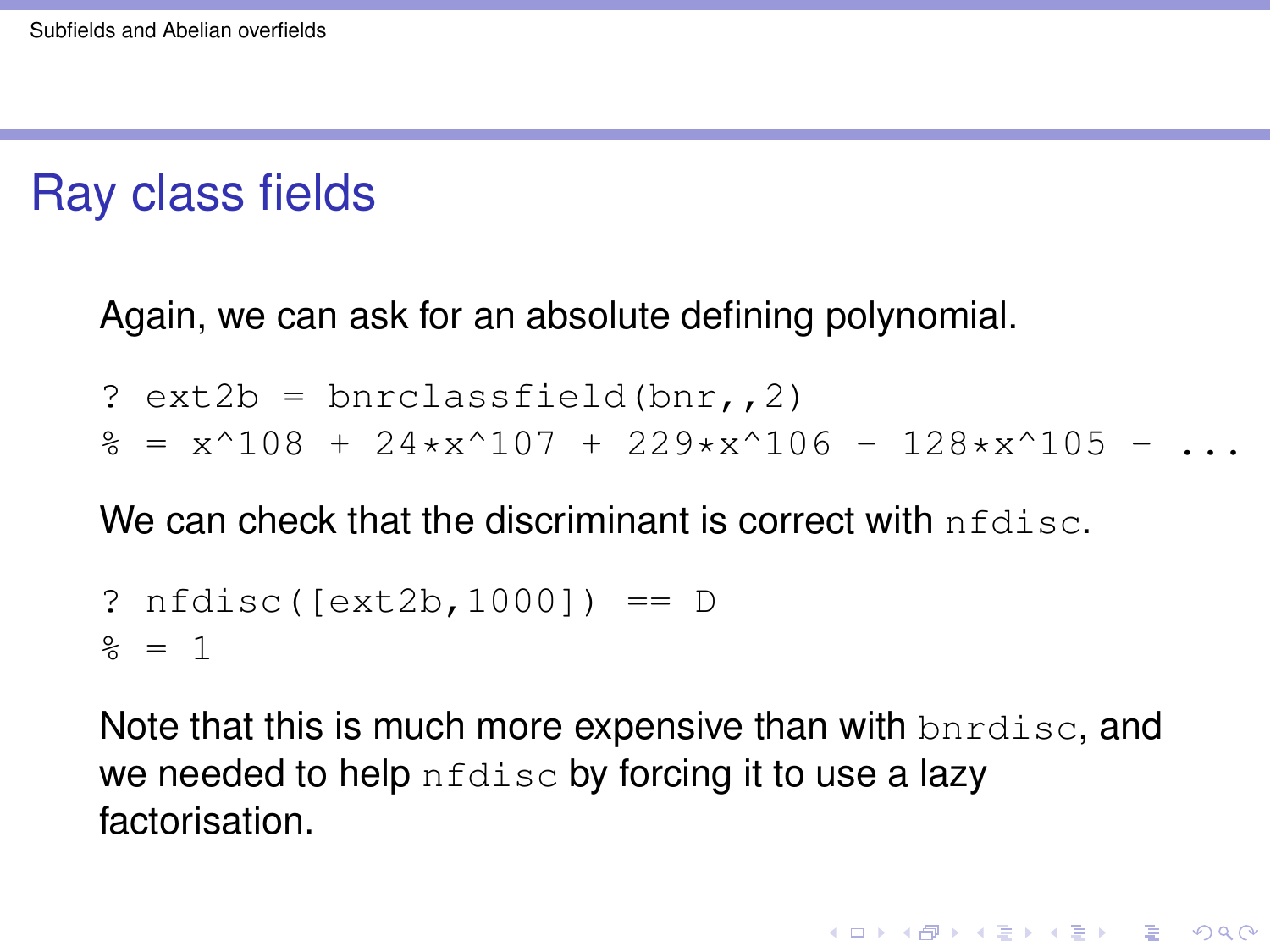# Ray class fields

Again, we can ask for an absolute defining polynomial.

```
? ext2b = bnrclassfield(bnr,,2)
% = x^108 + 24*x^107 + 229*x^106 - 128*x^105 - ...
```

We can check that the discriminant is correct with `nfdisc`.

```
? nfdisc([ext2b,1000]) == D
% = 1
```

Note that this is much more expensive than with `bnrdisc`, and we needed to help `nfdisc` by forcing it to use a lazy factorisation.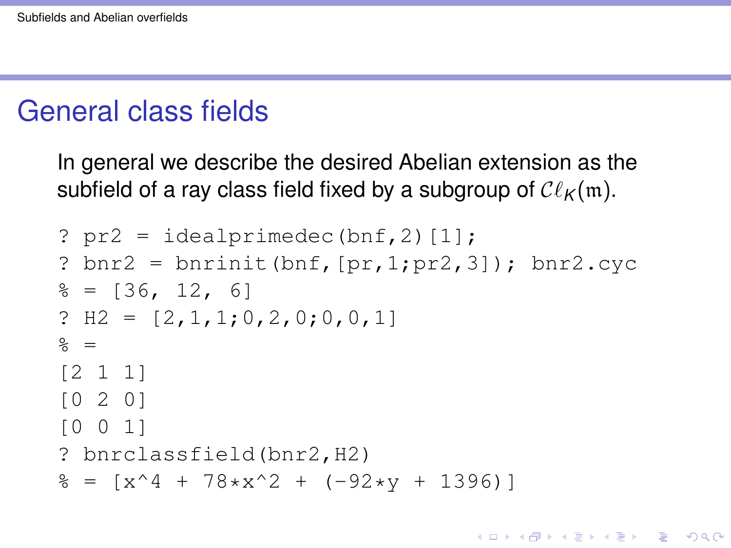## General class fields

In general we describe the desired Abelian extension as the subfield of a ray class field fixed by a subgroup of $\mathcal{C}\ell_K(\mathfrak{m})$.

```
? pr2 = idealprimedec(bnf,2)[1];
? bnr2 = bnrinit(bnf,[pr,1;pr2,3]); bnr2.cyc
% = [36, 12, 6]
? H2 = [2,1,1;0,2,0;0,0,1]
% =
[2 1 1]
[0 2 0]
[0 0 1]
? bnrclassfield(bnr2,H2)
% = [x^4 + 78*x^2 + (-92*y + 1396)]
```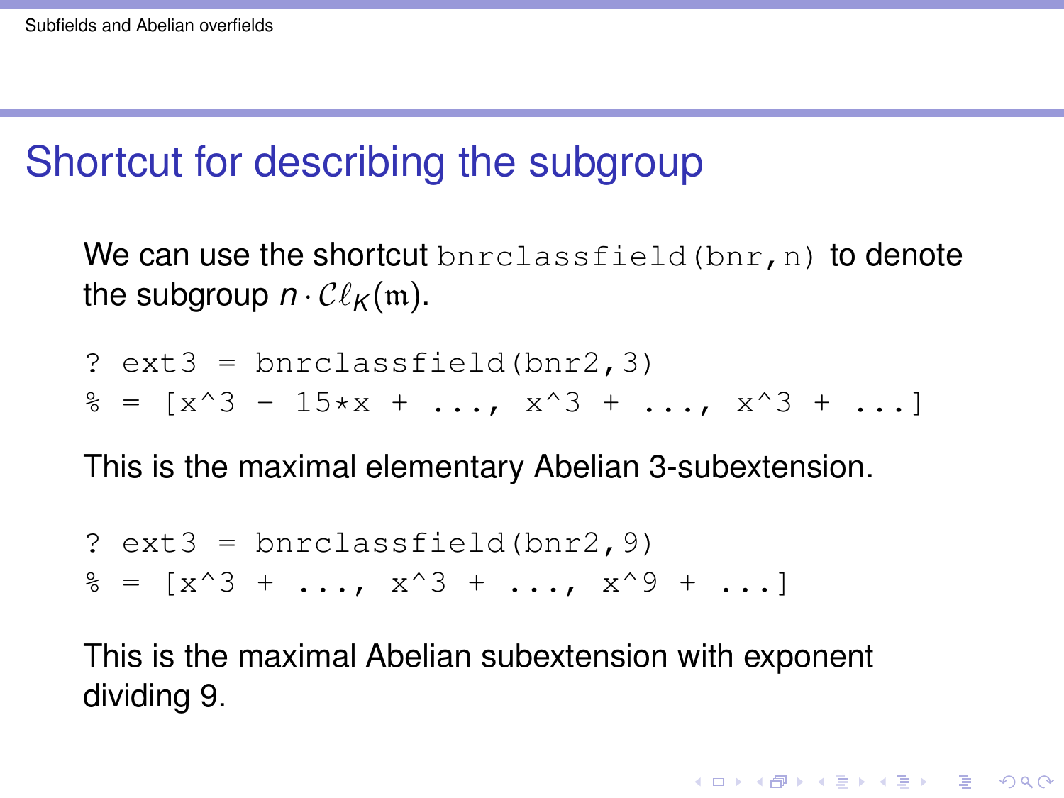# Shortcut for describing the subgroup

We can use the shortcut `bnrclassfield(bnr,n)` to denote the subgroup $n \cdot \mathcal{C}\ell_K(\mathfrak{m})$.

```
? ext3 = bnrclassfield(bnr2,3)
% = [x^3 - 15*x + ..., x^3 + ..., x^3 + ...]
```

This is the maximal elementary Abelian 3-subextension.

```
? ext3 = bnrclassfield(bnr2,9)
% = [x^3 + ..., x^3 + ..., x^9 + ...]
```

This is the maximal Abelian subextension with exponent dividing 9.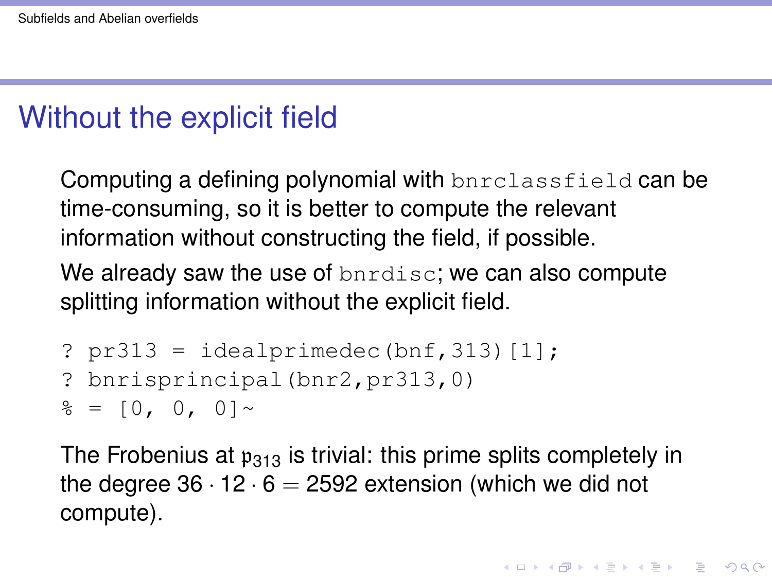# Without the explicit field

Computing a defining polynomial with `bnrclassfield` can be time-consuming, so it is better to compute the relevant information without constructing the field, if possible.

We already saw the use of `bnrdisc`; we can also compute splitting information without the explicit field.

```
? pr313 = idealprimedec(bnf,313)[1];
? bnrisprincipal(bnr2,pr313,0)
% = [0, 0, 0]~
```

The Frobenius at $\mathfrak{p}_{313}$ is trivial: this prime splits completely in the degree $36 \cdot 12 \cdot 6 = 2592$ extension (which we did not compute).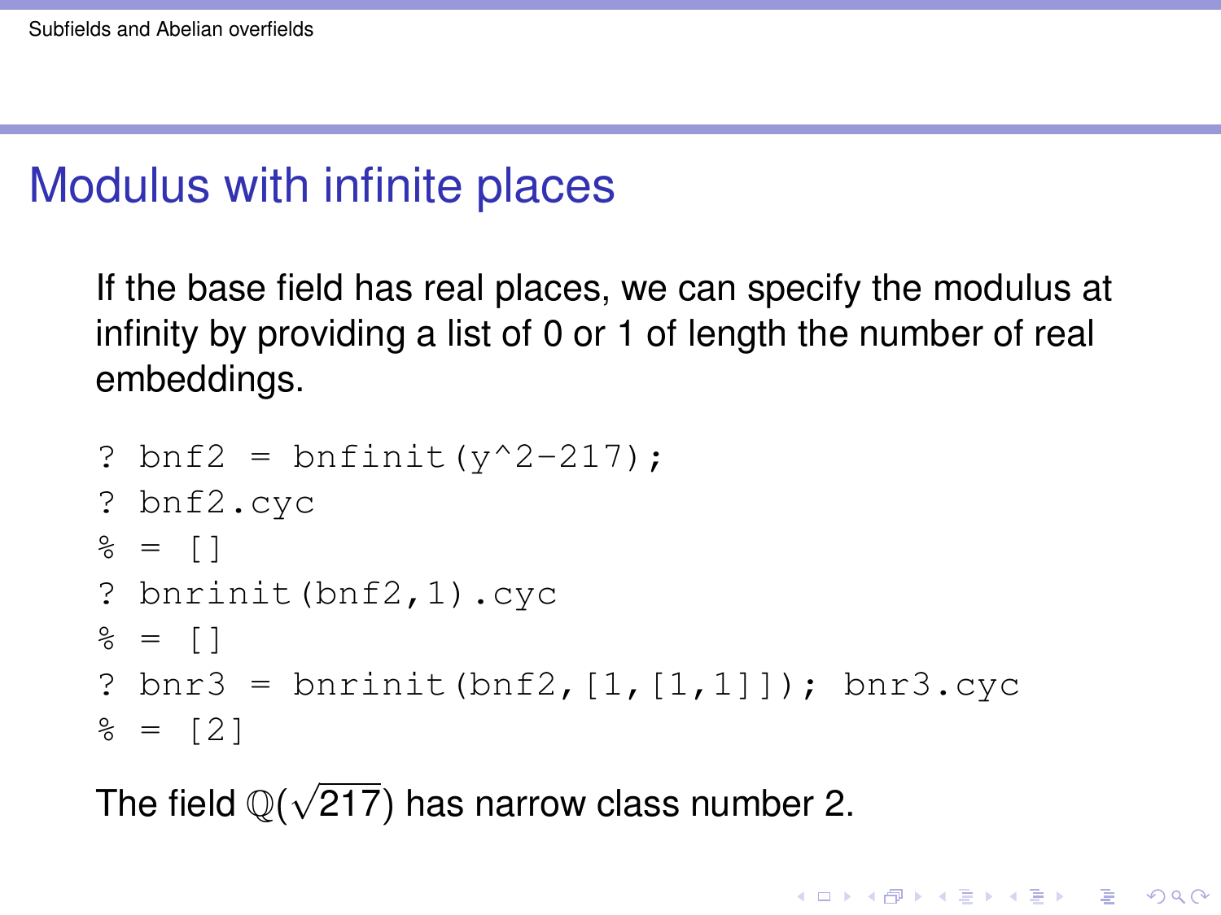# Modulus with infinite places

If the base field has real places, we can specify the modulus at infinity by providing a list of 0 or 1 of length the number of real embeddings.

```
? bnf2 = bnfinit(y^2-217);
? bnf2.cyc
% = []
? bnrinit(bnf2,1).cyc
% = []
? bnr3 = bnrinit(bnf2,[1,[1,1]]); bnr3.cyc
% = [2]
```

The field $\mathbb{Q}(\sqrt{217})$ has narrow class number 2.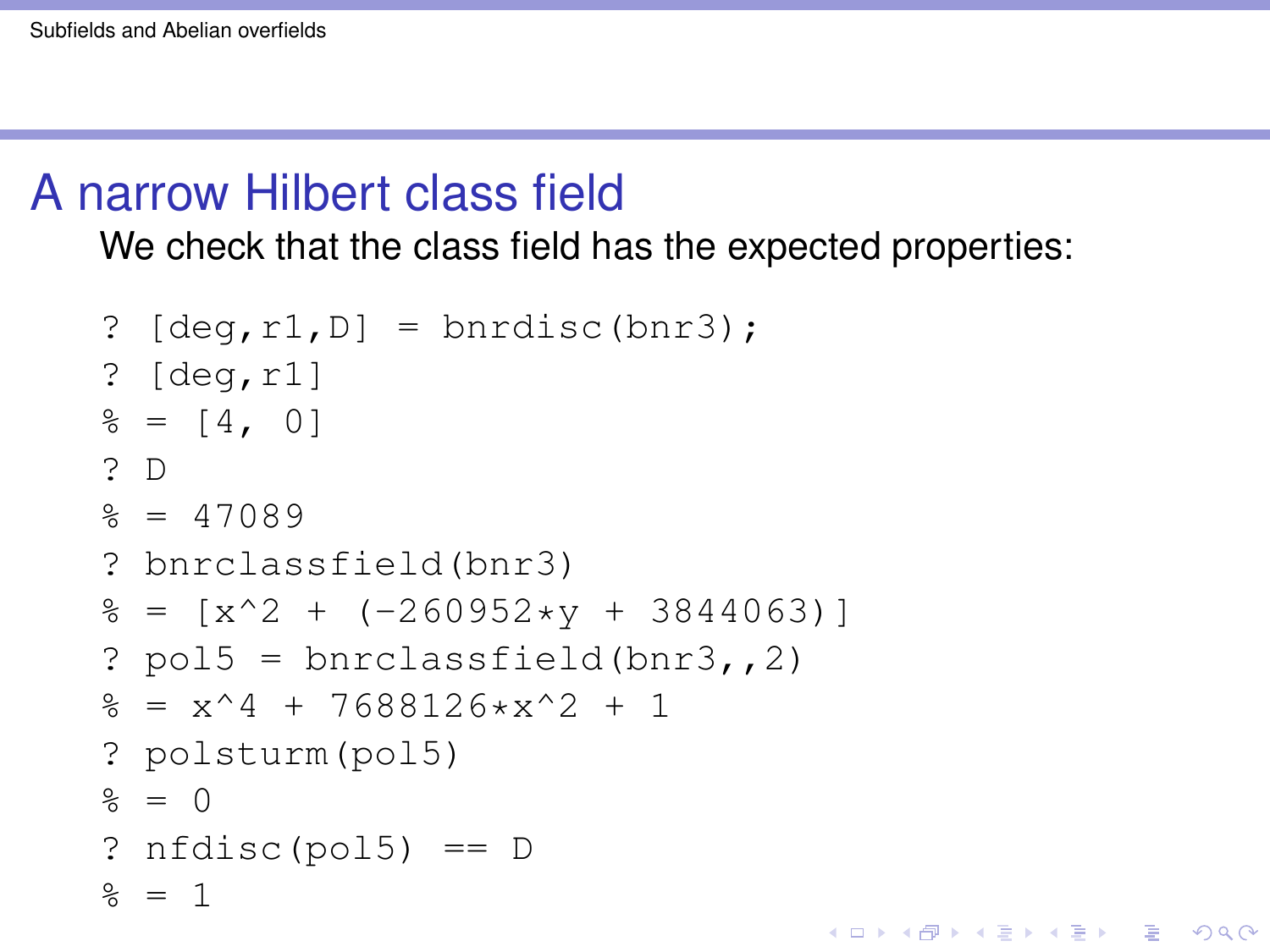# A narrow Hilbert class field

We check that the class field has the expected properties:

```
? [deg,r1,D] = bnrdisc(bnr3);
? [deg,r1]
% = [4, 0]
? D
% = 47089
? bnrclassfield(bnr3)
% = [x^2 + (-260952*y + 3844063)]
? pol5 = bnrclassfield(bnr3,,2)
% = x^4 + 7688126*x^2 + 1
? polsturm(pol5)
% = 0
? nfdisc(pol5) == D
% = 1
```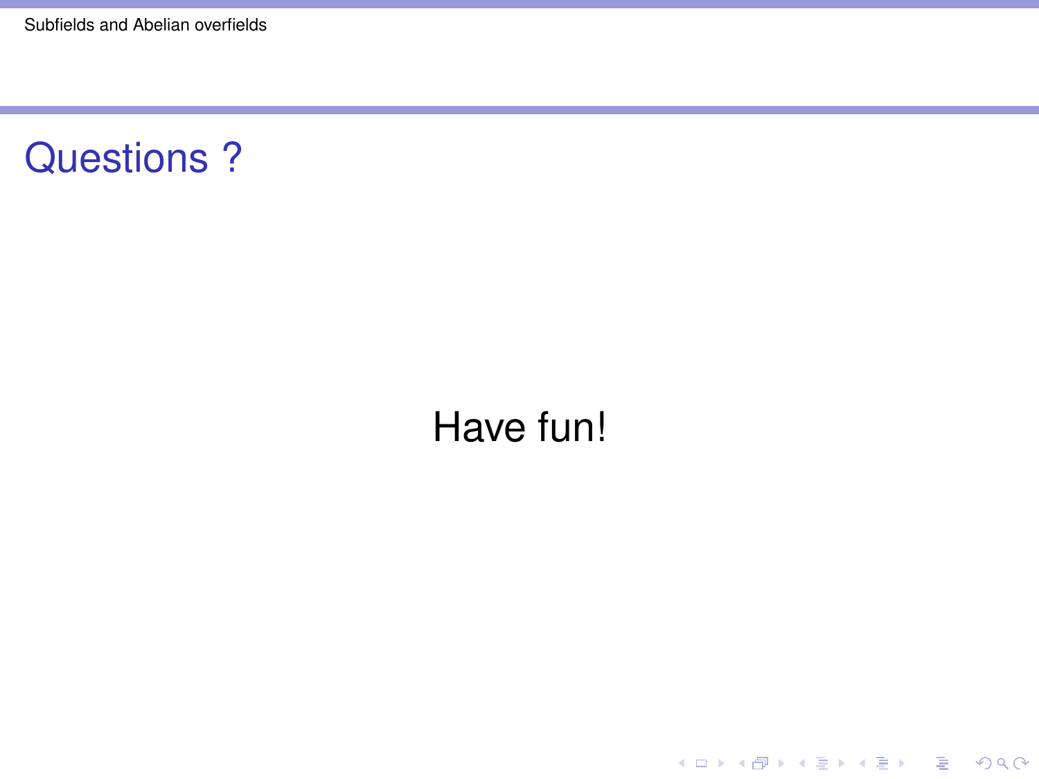# Questions ?

Have fun!